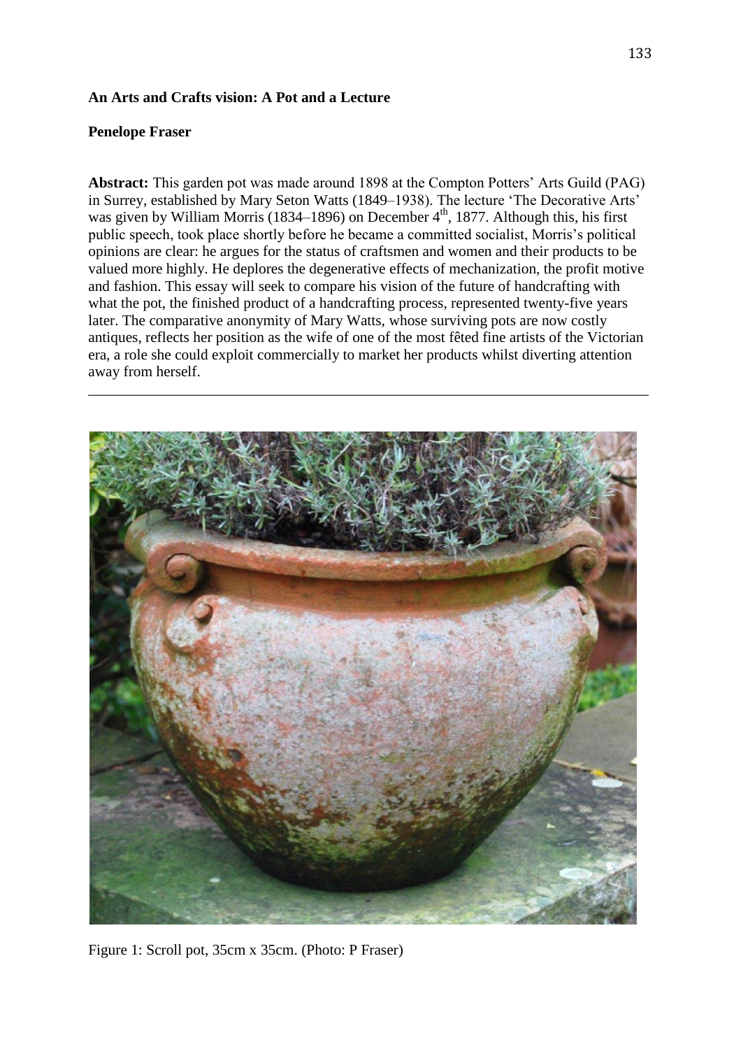**An Arts and Crafts vision: A Pot and a Lecture**

**Penelope Fraser**

**Abstract:** This garden pot was made around 1898 at the Compton Potters' Arts Guild (PAG) in Surrey, established by Mary Seton Watts (1849–1938). The lecture 'The Decorative Arts' was given by William Morris (1834–1896) on December 4th, 1877. Although this, his first public speech, took place shortly before he became a committed socialist, Morris's political opinions are clear: he argues for the status of craftsmen and women and their products to be valued more highly. He deplores the degenerative effects of mechanization, the profit motive and fashion. This essay will seek to compare his vision of the future of handcrafting with what the pot, the finished product of a handcrafting process, represented twenty-five years later. The comparative anonymity of Mary Watts, whose surviving pots are now costly antiques, reflects her position as the wife of one of the most fêted fine artists of the Victorian era, a role she could exploit commercially to market her products whilst diverting attention away from herself.

---

Figure 1: Scroll pot, 35cm x 35cm. (Photo: P Fraser)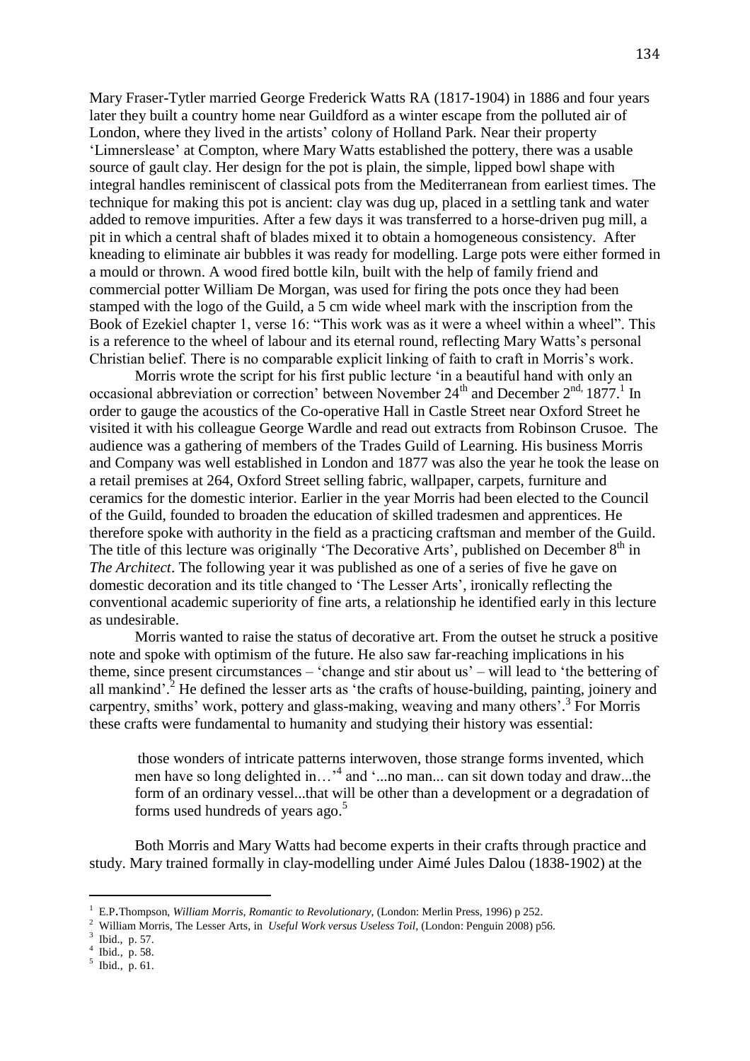Mary Fraser-Tytler married George Frederick Watts RA (1817-1904) in 1886 and four years later they built a country home near Guildford as a winter escape from the polluted air of London, where they lived in the artists' colony of Holland Park. Near their property 'Limnerslease' at Compton, where Mary Watts established the pottery, there was a usable source of gault clay. Her design for the pot is plain, the simple, lipped bowl shape with integral handles reminiscent of classical pots from the Mediterranean from earliest times. The technique for making this pot is ancient: clay was dug up, placed in a settling tank and water added to remove impurities. After a few days it was transferred to a horse-driven pug mill, a pit in which a central shaft of blades mixed it to obtain a homogeneous consistency. After kneading to eliminate air bubbles it was ready for modelling. Large pots were either formed in a mould or thrown. A wood fired bottle kiln, built with the help of family friend and commercial potter William De Morgan, was used for firing the pots once they had been stamped with the logo of the Guild, a 5 cm wide wheel mark with the inscription from the Book of Ezekiel chapter 1, verse 16: "This work was as it were a wheel within a wheel". This is a reference to the wheel of labour and its eternal round, reflecting Mary Watts's personal Christian belief. There is no comparable explicit linking of faith to craft in Morris's work.

Morris wrote the script for his first public lecture 'in a beautiful hand with only an occasional abbreviation or correction' between November 24th and December 2nd, 1877.[1] In order to gauge the acoustics of the Co-operative Hall in Castle Street near Oxford Street he visited it with his colleague George Wardle and read out extracts from Robinson Crusoe. The audience was a gathering of members of the Trades Guild of Learning. His business Morris and Company was well established in London and 1877 was also the year he took the lease on a retail premises at 264, Oxford Street selling fabric, wallpaper, carpets, furniture and ceramics for the domestic interior. Earlier in the year Morris had been elected to the Council of the Guild, founded to broaden the education of skilled tradesmen and apprentices. He therefore spoke with authority in the field as a practicing craftsman and member of the Guild. The title of this lecture was originally 'The Decorative Arts', published on December 8th in *The Architect*. The following year it was published as one of a series of five he gave on domestic decoration and its title changed to 'The Lesser Arts', ironically reflecting the conventional academic superiority of fine arts, a relationship he identified early in this lecture as undesirable.

Morris wanted to raise the status of decorative art. From the outset he struck a positive note and spoke with optimism of the future. He also saw far-reaching implications in his theme, since present circumstances – 'change and stir about us' – will lead to 'the bettering of all mankind'.[2] He defined the lesser arts as 'the crafts of house-building, painting, joinery and carpentry, smiths' work, pottery and glass-making, weaving and many others'.[3] For Morris these crafts were fundamental to humanity and studying their history was essential:

> those wonders of intricate patterns interwoven, those strange forms invented, which men have so long delighted in…'[4] and '...no man... can sit down today and draw...the form of an ordinary vessel...that will be other than a development or a degradation of forms used hundreds of years ago.[5]

Both Morris and Mary Watts had become experts in their crafts through practice and study. Mary trained formally in clay-modelling under Aimé Jules Dalou (1838-1902) at the

---

[1] E.P.Thompson, *William Morris, Romantic to Revolutionary*, (London: Merlin Press, 1996) p 252.

[2] William Morris, The Lesser Arts, in *Useful Work versus Useless Toil*, (London: Penguin 2008) p56.

[3] Ibid., p. 57.

[4] Ibid., p. 58.

[5] Ibid., p. 61.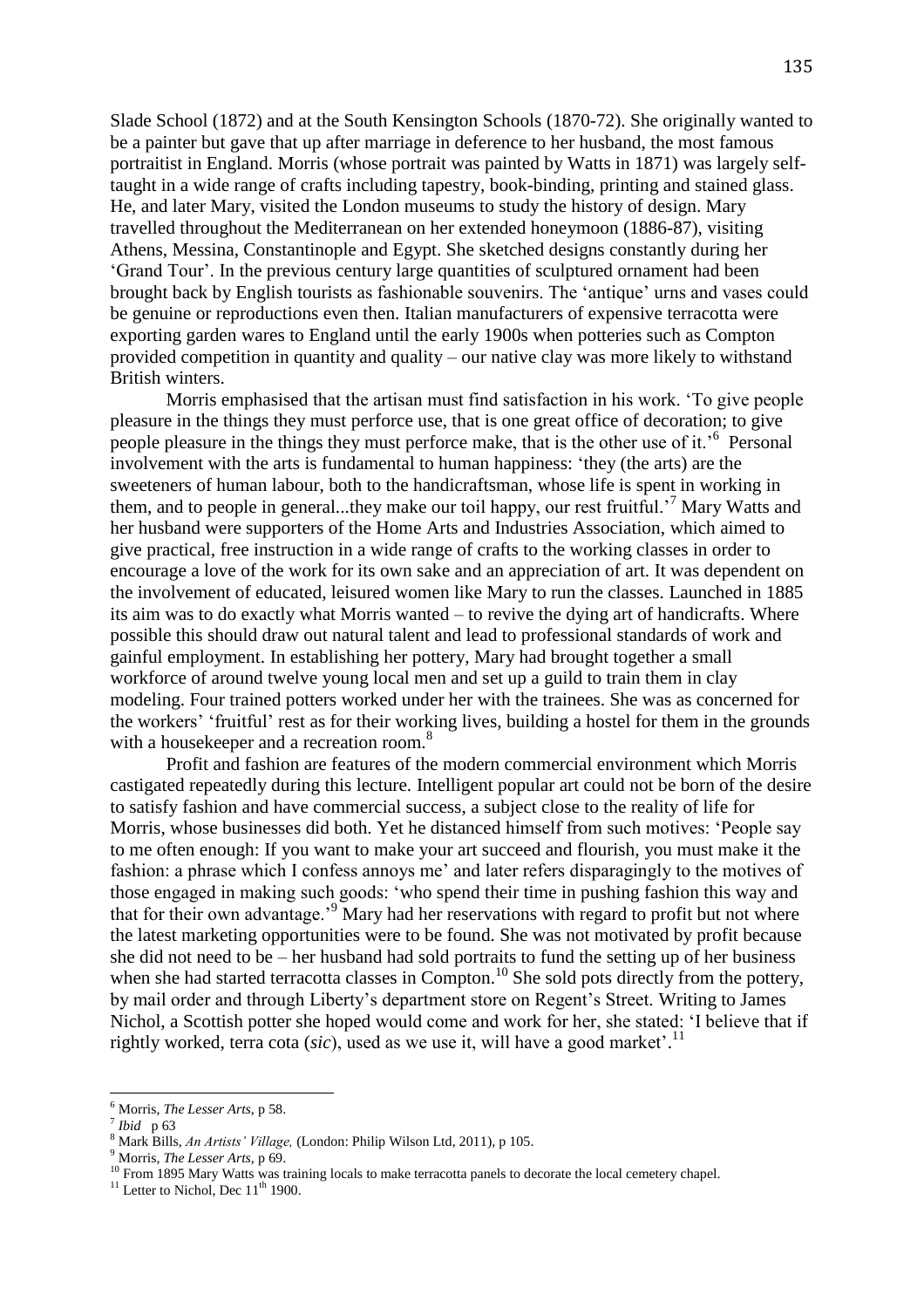Slade School (1872) and at the South Kensington Schools (1870-72). She originally wanted to be a painter but gave that up after marriage in deference to her husband, the most famous portraitist in England. Morris (whose portrait was painted by Watts in 1871) was largely self-taught in a wide range of crafts including tapestry, book-binding, printing and stained glass. He, and later Mary, visited the London museums to study the history of design. Mary travelled throughout the Mediterranean on her extended honeymoon (1886-87), visiting Athens, Messina, Constantinople and Egypt. She sketched designs constantly during her 'Grand Tour'. In the previous century large quantities of sculptured ornament had been brought back by English tourists as fashionable souvenirs. The 'antique' urns and vases could be genuine or reproductions even then. Italian manufacturers of expensive terracotta were exporting garden wares to England until the early 1900s when potteries such as Compton provided competition in quantity and quality – our native clay was more likely to withstand British winters.

Morris emphasised that the artisan must find satisfaction in his work. 'To give people pleasure in the things they must perforce use, that is one great office of decoration; to give people pleasure in the things they must perforce make, that is the other use of it.'[6] Personal involvement with the arts is fundamental to human happiness: 'they (the arts) are the sweeteners of human labour, both to the handicraftsman, whose life is spent in working in them, and to people in general...they make our toil happy, our rest fruitful.'[7] Mary Watts and her husband were supporters of the Home Arts and Industries Association, which aimed to give practical, free instruction in a wide range of crafts to the working classes in order to encourage a love of the work for its own sake and an appreciation of art. It was dependent on the involvement of educated, leisured women like Mary to run the classes. Launched in 1885 its aim was to do exactly what Morris wanted – to revive the dying art of handicrafts. Where possible this should draw out natural talent and lead to professional standards of work and gainful employment. In establishing her pottery, Mary had brought together a small workforce of around twelve young local men and set up a guild to train them in clay modeling. Four trained potters worked under her with the trainees. She was as concerned for the workers' 'fruitful' rest as for their working lives, building a hostel for them in the grounds with a housekeeper and a recreation room.[8]

Profit and fashion are features of the modern commercial environment which Morris castigated repeatedly during this lecture. Intelligent popular art could not be born of the desire to satisfy fashion and have commercial success, a subject close to the reality of life for Morris, whose businesses did both. Yet he distanced himself from such motives: 'People say to me often enough: If you want to make your art succeed and flourish, you must make it the fashion: a phrase which I confess annoys me' and later refers disparagingly to the motives of those engaged in making such goods: 'who spend their time in pushing fashion this way and that for their own advantage.'[9] Mary had her reservations with regard to profit but not where the latest marketing opportunities were to be found. She was not motivated by profit because she did not need to be – her husband had sold portraits to fund the setting up of her business when she had started terracotta classes in Compton.[10] She sold pots directly from the pottery, by mail order and through Liberty's department store on Regent's Street. Writing to James Nichol, a Scottish potter she hoped would come and work for her, she stated: 'I believe that if rightly worked, terra cota (*sic*), used as we use it, will have a good market'.[11]

---

[6] Morris, *The Lesser Arts*, p 58.

[7] *Ibid* p 63

[8] Mark Bills, *An Artists' Village,* (London: Philip Wilson Ltd, 2011), p 105.

[9] Morris, *The Lesser Arts*, p 69.

[10] From 1895 Mary Watts was training locals to make terracotta panels to decorate the local cemetery chapel.

[11] Letter to Nichol, Dec 11th 1900.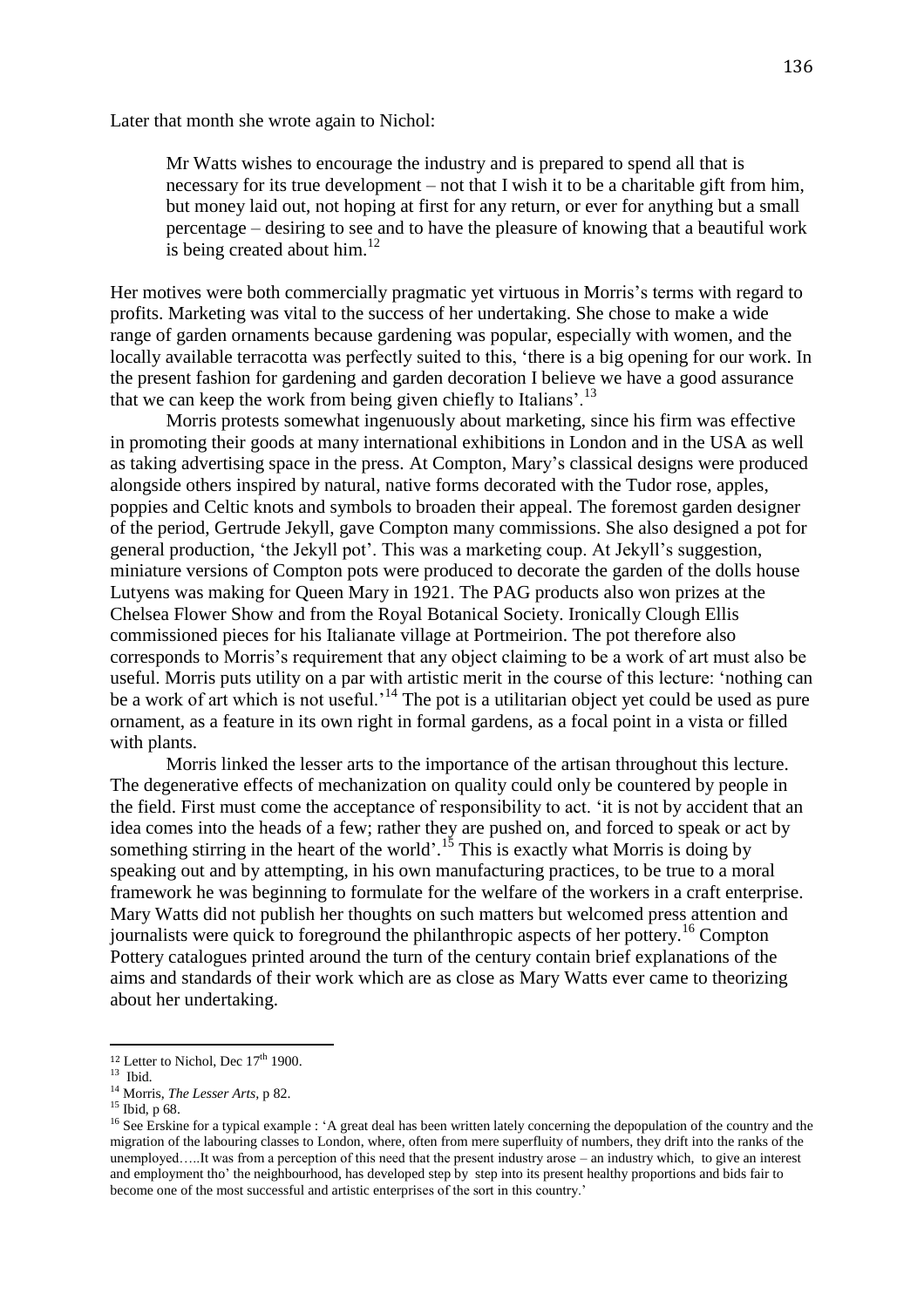Later that month she wrote again to Nichol:

> Mr Watts wishes to encourage the industry and is prepared to spend all that is necessary for its true development – not that I wish it to be a charitable gift from him, but money laid out, not hoping at first for any return, or ever for anything but a small percentage – desiring to see and to have the pleasure of knowing that a beautiful work is being created about him.[12]

Her motives were both commercially pragmatic yet virtuous in Morris's terms with regard to profits. Marketing was vital to the success of her undertaking. She chose to make a wide range of garden ornaments because gardening was popular, especially with women, and the locally available terracotta was perfectly suited to this, 'there is a big opening for our work. In the present fashion for gardening and garden decoration I believe we have a good assurance that we can keep the work from being given chiefly to Italians'.[13]

Morris protests somewhat ingenuously about marketing, since his firm was effective in promoting their goods at many international exhibitions in London and in the USA as well as taking advertising space in the press. At Compton, Mary's classical designs were produced alongside others inspired by natural, native forms decorated with the Tudor rose, apples, poppies and Celtic knots and symbols to broaden their appeal. The foremost garden designer of the period, Gertrude Jekyll, gave Compton many commissions. She also designed a pot for general production, 'the Jekyll pot'. This was a marketing coup. At Jekyll's suggestion, miniature versions of Compton pots were produced to decorate the garden of the dolls house Lutyens was making for Queen Mary in 1921. The PAG products also won prizes at the Chelsea Flower Show and from the Royal Botanical Society. Ironically Clough Ellis commissioned pieces for his Italianate village at Portmeirion. The pot therefore also corresponds to Morris's requirement that any object claiming to be a work of art must also be useful. Morris puts utility on a par with artistic merit in the course of this lecture: 'nothing can be a work of art which is not useful.'[14] The pot is a utilitarian object yet could be used as pure ornament, as a feature in its own right in formal gardens, as a focal point in a vista or filled with plants.

Morris linked the lesser arts to the importance of the artisan throughout this lecture. The degenerative effects of mechanization on quality could only be countered by people in the field. First must come the acceptance of responsibility to act. 'it is not by accident that an idea comes into the heads of a few; rather they are pushed on, and forced to speak or act by something stirring in the heart of the world'.[15] This is exactly what Morris is doing by speaking out and by attempting, in his own manufacturing practices, to be true to a moral framework he was beginning to formulate for the welfare of the workers in a craft enterprise. Mary Watts did not publish her thoughts on such matters but welcomed press attention and journalists were quick to foreground the philanthropic aspects of her pottery.[16] Compton Pottery catalogues printed around the turn of the century contain brief explanations of the aims and standards of their work which are as close as Mary Watts ever came to theorizing about her undertaking.

---

[12] Letter to Nichol, Dec 17th 1900.

[13] Ibid.

[14] Morris, *The Lesser Arts*, p 82.

[15] Ibid, p 68.

[16] See Erskine for a typical example : 'A great deal has been written lately concerning the depopulation of the country and the migration of the labouring classes to London, where, often from mere superfluity of numbers, they drift into the ranks of the unemployed…..It was from a perception of this need that the present industry arose – an industry which, to give an interest and employment tho' the neighbourhood, has developed step by step into its present healthy proportions and bids fair to become one of the most successful and artistic enterprises of the sort in this country.'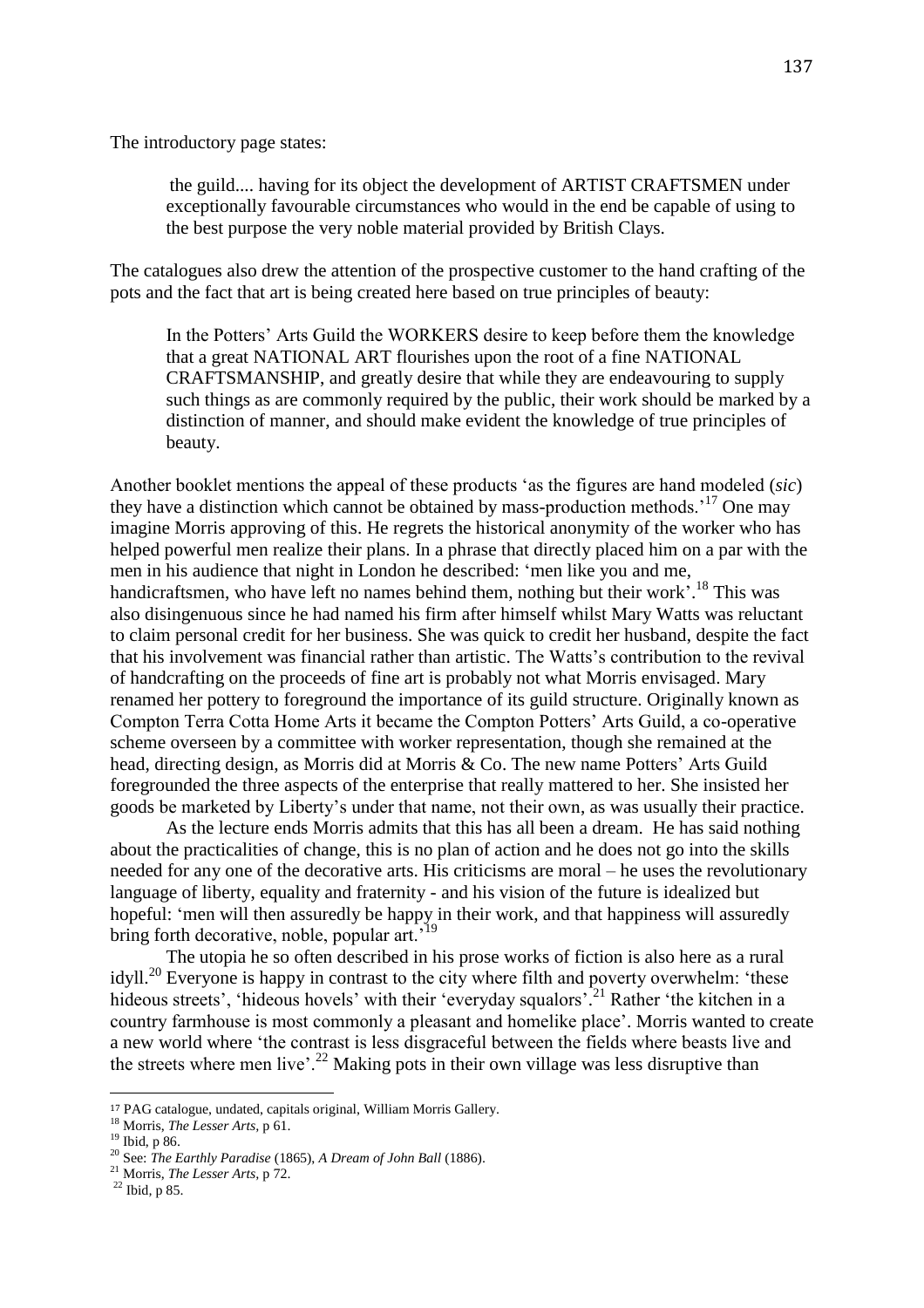The introductory page states:

> the guild.... having for its object the development of ARTIST CRAFTSMEN under exceptionally favourable circumstances who would in the end be capable of using to the best purpose the very noble material provided by British Clays.

The catalogues also drew the attention of the prospective customer to the hand crafting of the pots and the fact that art is being created here based on true principles of beauty:

> In the Potters' Arts Guild the WORKERS desire to keep before them the knowledge that a great NATIONAL ART flourishes upon the root of a fine NATIONAL CRAFTSMANSHIP, and greatly desire that while they are endeavouring to supply such things as are commonly required by the public, their work should be marked by a distinction of manner, and should make evident the knowledge of true principles of beauty.

Another booklet mentions the appeal of these products 'as the figures are hand modeled (*sic*) they have a distinction which cannot be obtained by mass-production methods.'[17] One may imagine Morris approving of this. He regrets the historical anonymity of the worker who has helped powerful men realize their plans. In a phrase that directly placed him on a par with the men in his audience that night in London he described: 'men like you and me, handicraftsmen, who have left no names behind them, nothing but their work'.[18] This was also disingenuous since he had named his firm after himself whilst Mary Watts was reluctant to claim personal credit for her business. She was quick to credit her husband, despite the fact that his involvement was financial rather than artistic. The Watts's contribution to the revival of handcrafting on the proceeds of fine art is probably not what Morris envisaged. Mary renamed her pottery to foreground the importance of its guild structure. Originally known as Compton Terra Cotta Home Arts it became the Compton Potters' Arts Guild, a co-operative scheme overseen by a committee with worker representation, though she remained at the head, directing design, as Morris did at Morris & Co. The new name Potters' Arts Guild foregrounded the three aspects of the enterprise that really mattered to her. She insisted her goods be marketed by Liberty's under that name, not their own, as was usually their practice.

As the lecture ends Morris admits that this has all been a dream. He has said nothing about the practicalities of change, this is no plan of action and he does not go into the skills needed for any one of the decorative arts. His criticisms are moral – he uses the revolutionary language of liberty, equality and fraternity - and his vision of the future is idealized but hopeful: 'men will then assuredly be happy in their work, and that happiness will assuredly bring forth decorative, noble, popular art.'[19]

The utopia he so often described in his prose works of fiction is also here as a rural idyll.[20] Everyone is happy in contrast to the city where filth and poverty overwhelm: 'these hideous streets', 'hideous hovels' with their 'everyday squalors'.[21] Rather 'the kitchen in a country farmhouse is most commonly a pleasant and homelike place'. Morris wanted to create a new world where 'the contrast is less disgraceful between the fields where beasts live and the streets where men live'.[22] Making pots in their own village was less disruptive than

---

[17] PAG catalogue, undated, capitals original, William Morris Gallery.

[18] Morris, *The Lesser Arts*, p 61.

[19] Ibid, p 86.

[20] See: *The Earthly Paradise* (1865), *A Dream of John Ball* (1886).

[21] Morris, *The Lesser Arts*, p 72.

[22] Ibid, p 85.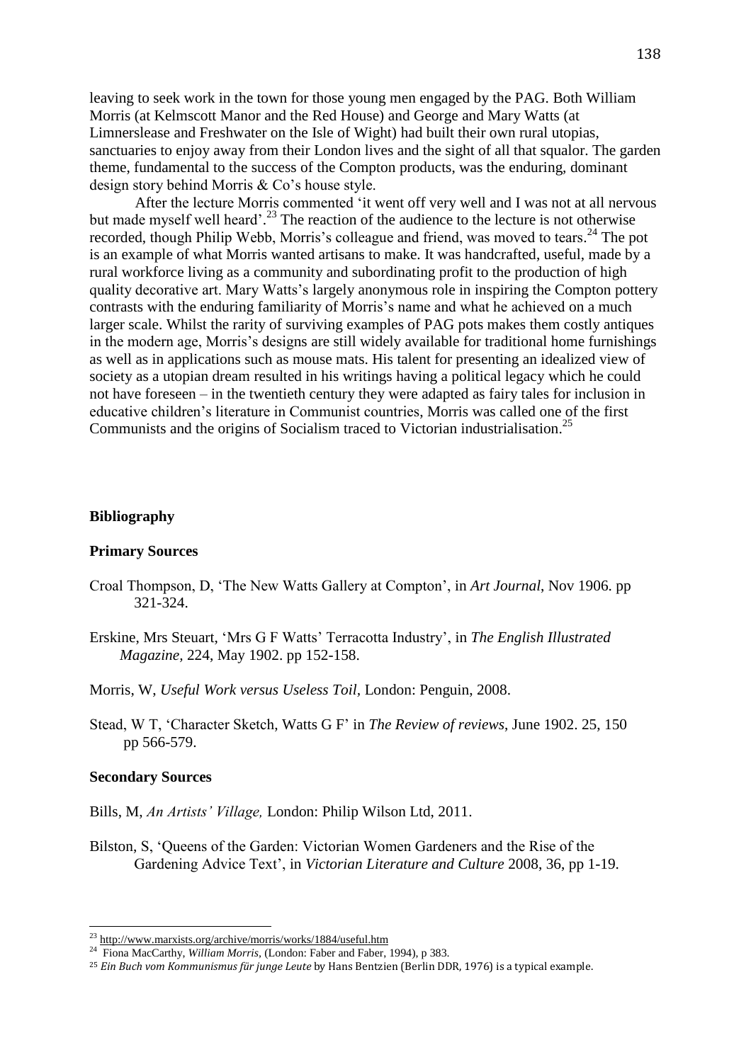leaving to seek work in the town for those young men engaged by the PAG. Both William Morris (at Kelmscott Manor and the Red House) and George and Mary Watts (at Limnerslease and Freshwater on the Isle of Wight) had built their own rural utopias, sanctuaries to enjoy away from their London lives and the sight of all that squalor. The garden theme, fundamental to the success of the Compton products, was the enduring, dominant design story behind Morris & Co's house style.

After the lecture Morris commented 'it went off very well and I was not at all nervous but made myself well heard'.[23] The reaction of the audience to the lecture is not otherwise recorded, though Philip Webb, Morris's colleague and friend, was moved to tears.[24] The pot is an example of what Morris wanted artisans to make. It was handcrafted, useful, made by a rural workforce living as a community and subordinating profit to the production of high quality decorative art. Mary Watts's largely anonymous role in inspiring the Compton pottery contrasts with the enduring familiarity of Morris's name and what he achieved on a much larger scale. Whilst the rarity of surviving examples of PAG pots makes them costly antiques in the modern age, Morris's designs are still widely available for traditional home furnishings as well as in applications such as mouse mats. His talent for presenting an idealized view of society as a utopian dream resulted in his writings having a political legacy which he could not have foreseen – in the twentieth century they were adapted as fairy tales for inclusion in educative children's literature in Communist countries, Morris was called one of the first Communists and the origins of Socialism traced to Victorian industrialisation.[25]

## Bibliography

### Primary Sources

Croal Thompson, D, 'The New Watts Gallery at Compton', in *Art Journal*, Nov 1906. pp 321-324.

Erskine, Mrs Steuart, 'Mrs G F Watts' Terracotta Industry', in *The English Illustrated Magazine*, 224, May 1902. pp 152-158.

Morris, W, *Useful Work versus Useless Toil*, London: Penguin, 2008.

Stead, W T, 'Character Sketch, Watts G F' in *The Review of reviews*, June 1902. 25, 150 pp 566-579.

### Secondary Sources

Bills, M, *An Artists' Village,* London: Philip Wilson Ltd, 2011.

Bilston, S, 'Queens of the Garden: Victorian Women Gardeners and the Rise of the Gardening Advice Text', in *Victorian Literature and Culture* 2008, 36, pp 1-19.

---

[23] http://www.marxists.org/archive/morris/works/1884/useful.htm

[24] Fiona MacCarthy, *William Morris*, (London: Faber and Faber, 1994), p 383.

[25] *Ein Buch vom Kommunismus für junge Leute* by Hans Bentzien (Berlin DDR, 1976) is a typical example.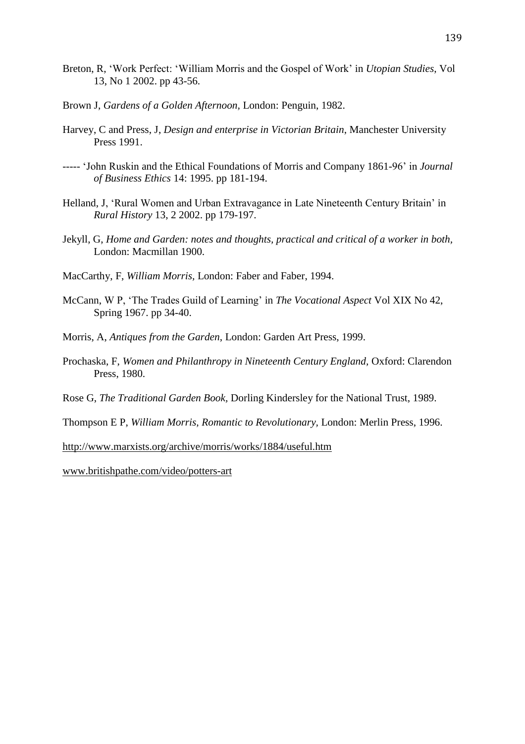Breton, R, 'Work Perfect: 'William Morris and the Gospel of Work' in *Utopian Studies*, Vol 13, No 1 2002. pp 43-56.

Brown J, *Gardens of a Golden Afternoon*, London: Penguin, 1982.

Harvey, C and Press, J, *Design and enterprise in Victorian Britain*, Manchester University Press 1991.

----- 'John Ruskin and the Ethical Foundations of Morris and Company 1861-96' in *Journal of Business Ethics* 14: 1995. pp 181-194.

Helland, J, 'Rural Women and Urban Extravagance in Late Nineteenth Century Britain' in *Rural History* 13, 2 2002. pp 179-197.

Jekyll, G, *Home and Garden: notes and thoughts, practical and critical of a worker in both*, London: Macmillan 1900.

MacCarthy, F, *William Morris*, London: Faber and Faber, 1994.

McCann, W P, 'The Trades Guild of Learning' in *The Vocational Aspect* Vol XIX No 42, Spring 1967. pp 34-40.

Morris, A, *Antiques from the Garden*, London: Garden Art Press, 1999.

Prochaska, F, *Women and Philanthropy in Nineteenth Century England*, Oxford: Clarendon Press, 1980.

Rose G, *The Traditional Garden Book*, Dorling Kindersley for the National Trust, 1989.

Thompson E P, *William Morris, Romantic to Revolutionary,* London: Merlin Press, 1996.

http://www.marxists.org/archive/morris/works/1884/useful.htm

www.britishpathe.com/video/potters-art